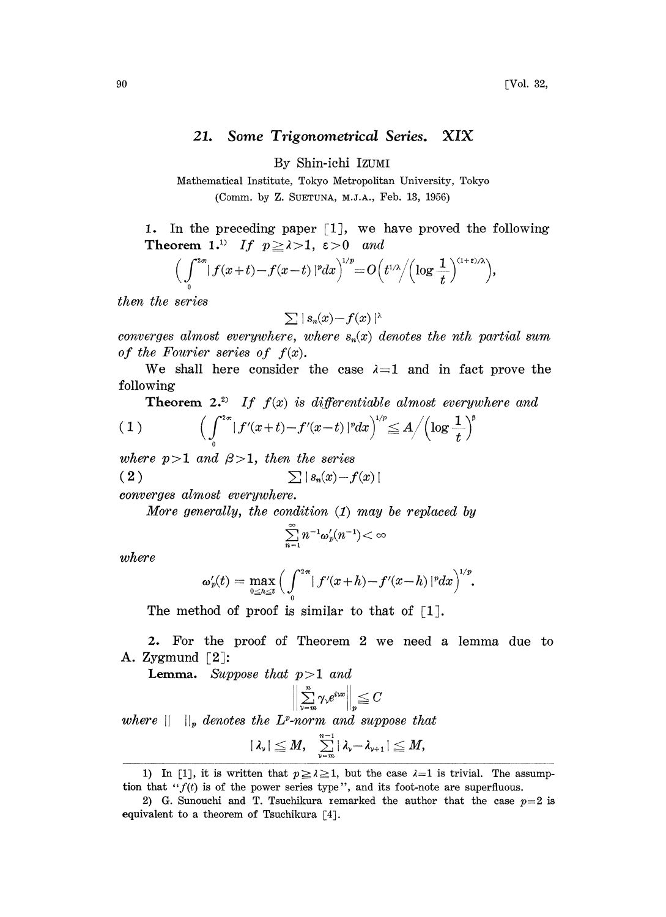# 21. Some Trigonometrical Series. XIX

By Shin-ichi IZUMI

Mathematical Institute, Tokyo Metropolitan University, Tokyo

(Comm. by Z. SUETUNA, M.J.A., Feb. 13, 1956)

**1.** In the preceding paper [1], we have proved the following

**Theorem 1.**[1] *If $p \geqq \lambda > 1$, $\varepsilon > 0$ and*

$$\Big(\int_0^{2\pi} |f(x+t)-f(x-t)|^p dx\Big)^{1/p} = O\Big(t^{1/\lambda}\Big/\Big(\log \frac{1}{t}\Big)^{(1+\varepsilon)/\lambda}\Big),$$

*then the series*

$$\sum |s_n(x)-f(x)|^\lambda$$

*converges almost everywhere, where $s_n(x)$ denotes the nth partial sum of the Fourier series of $f(x)$.*

We shall here consider the case $\lambda=1$ and in fact prove the following

**Theorem 2.**[2] *If $f(x)$ is differentiable almost everywhere and*

$$(1) \qquad \Big(\int_0^{2\pi} |f'(x+t)-f'(x-t)|^p dx\Big)^{1/p} \leqq A\Big/\Big(\log \frac{1}{t}\Big)^\beta$$

*where $p>1$ and $\beta>1$, then the series*

$$(2) \qquad \sum |s_n(x)-f(x)|$$

*converges almost everywhere.*

*More generally, the condition (1) may be replaced by*

$$\sum_{n=1}^{\infty} n^{-1}\omega_p'(n^{-1}) < \infty$$

*where*

$$\omega_p'(t) = \max_{0 \leqq h \leqq t} \Big(\int_0^{2\pi} |f'(x+h)-f'(x-h)|^p dx\Big)^{1/p}.$$

The method of proof is similar to that of [1].

**2.** For the proof of Theorem 2 we need a lemma due to A. Zygmund [2]:

**Lemma.** *Suppose that $p>1$ and*

$$\Big\| \sum_{\nu=m}^{n} \gamma_\nu e^{i\nu x} \Big\|_p \leqq C$$

*where $\| \ \|_p$ denotes the $L^p$-norm and suppose that*

$$|\lambda_\nu| \leqq M, \quad \sum_{\nu=m}^{n-1} |\lambda_\nu - \lambda_{\nu+1}| \leqq M,$$

---

1) In [1], it is written that $p \geqq \lambda \geqq 1$, but the case $\lambda=1$ is trivial. The assumption that "$f(t)$ is of the power series type", and its foot-note are superfluous.

2) G. Sunouchi and T. Tsuchikura remarked the author that the case $p=2$ is equivalent to a theorem of Tsuchikura [4].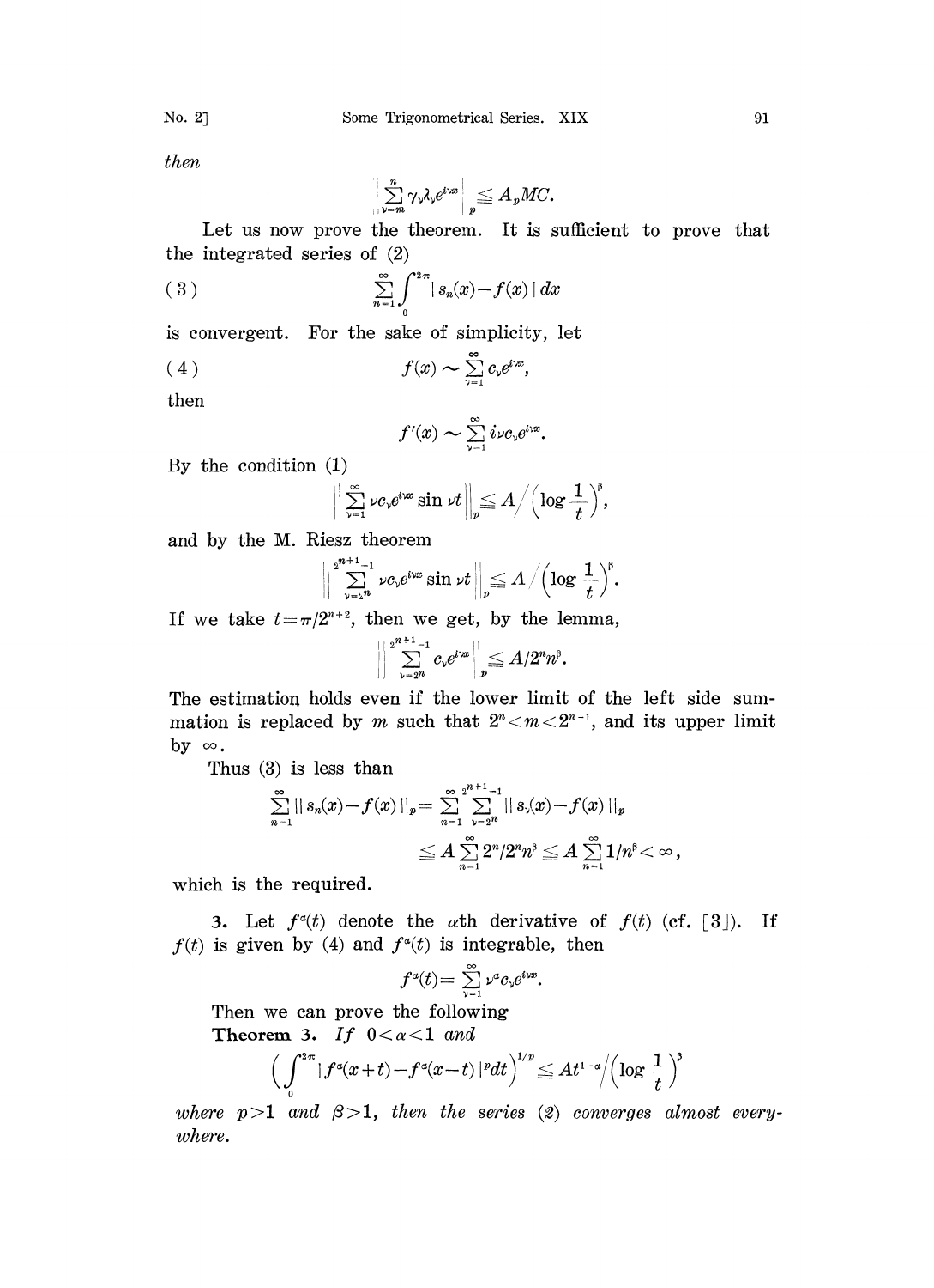*then*

$$\left\| \sum_{\nu=m}^{n} \gamma_\nu \lambda_\nu e^{i\nu x} \right\|_p \leqq A_p MC.$$

Let us now prove the theorem. It is sufficient to prove that the integrated series of (2)

$$(3) \qquad \sum_{n=1}^{\infty} \int_0^{2\pi} | s_n(x) - f(x) | \, dx$$

is convergent. For the sake of simplicity, let

$$(4) \qquad f(x) \sim \sum_{\nu=1}^{\infty} c_\nu e^{i\nu x},$$

then

$$f'(x) \sim \sum_{\nu=1}^{\infty} i\nu c_\nu e^{i\nu x}.$$

By the condition (1)

$$\left\| \sum_{\nu=1}^{\infty} \nu c_\nu e^{i\nu x} \sin \nu t \right\|_p \leqq A \Big/ \left( \log \frac{1}{t} \right)^\beta,$$

and by the M. Riesz theorem

$$\left\| \sum_{\nu=2^n}^{2^{n+1}-1} \nu c_\nu e^{i\nu x} \sin \nu t \right\|_p \leqq A \Big/ \left( \log \frac{1}{t} \right)^\beta.$$

If we take $t = \pi/2^{n+2}$, then we get, by the lemma,

$$\left\| \sum_{\nu=2^n}^{2^{n+1}-1} c_\nu e^{i\nu x} \right\|_p \leqq A/2^n n^\beta.$$

The estimation holds even if the lower limit of the left side summation is replaced by $m$ such that $2^n < m < 2^{n-1}$, and its upper limit by $\infty$.

Thus (3) is less than

$$\sum_{n=1}^{\infty} \| s_n(x) - f(x) \|_p = \sum_{n=1}^{\infty} \sum_{\nu=2^n}^{2^{n+1}-1} \| s_\nu(x) - f(x) \|_p$$
$$\leqq A \sum_{n=1}^{\infty} 2^n / 2^n n^\beta \leqq A \sum_{n=1}^{\infty} 1/n^\beta < \infty,$$

which is the required.

3. Let $f^\alpha(t)$ denote the $\alpha$th derivative of $f(t)$ (cf. [3]). If $f(t)$ is given by (4) and $f^\alpha(t)$ is integrable, then

$$f^\alpha(t) = \sum_{\nu=1}^{\infty} \nu^\alpha c_\nu e^{i\nu x}.$$

Then we can prove the following

**Theorem 3.** *If* $0 < \alpha < 1$ *and*

$$\left( \int_0^{2\pi} | f^\alpha(x+t) - f^\alpha(x-t) |^p dt \right)^{1/p} \leqq A t^{1-\alpha} \Big/ \left( \log \frac{1}{t} \right)^\beta$$

*where* $p > 1$ *and* $\beta > 1$, *then the series (2) converges almost everywhere.*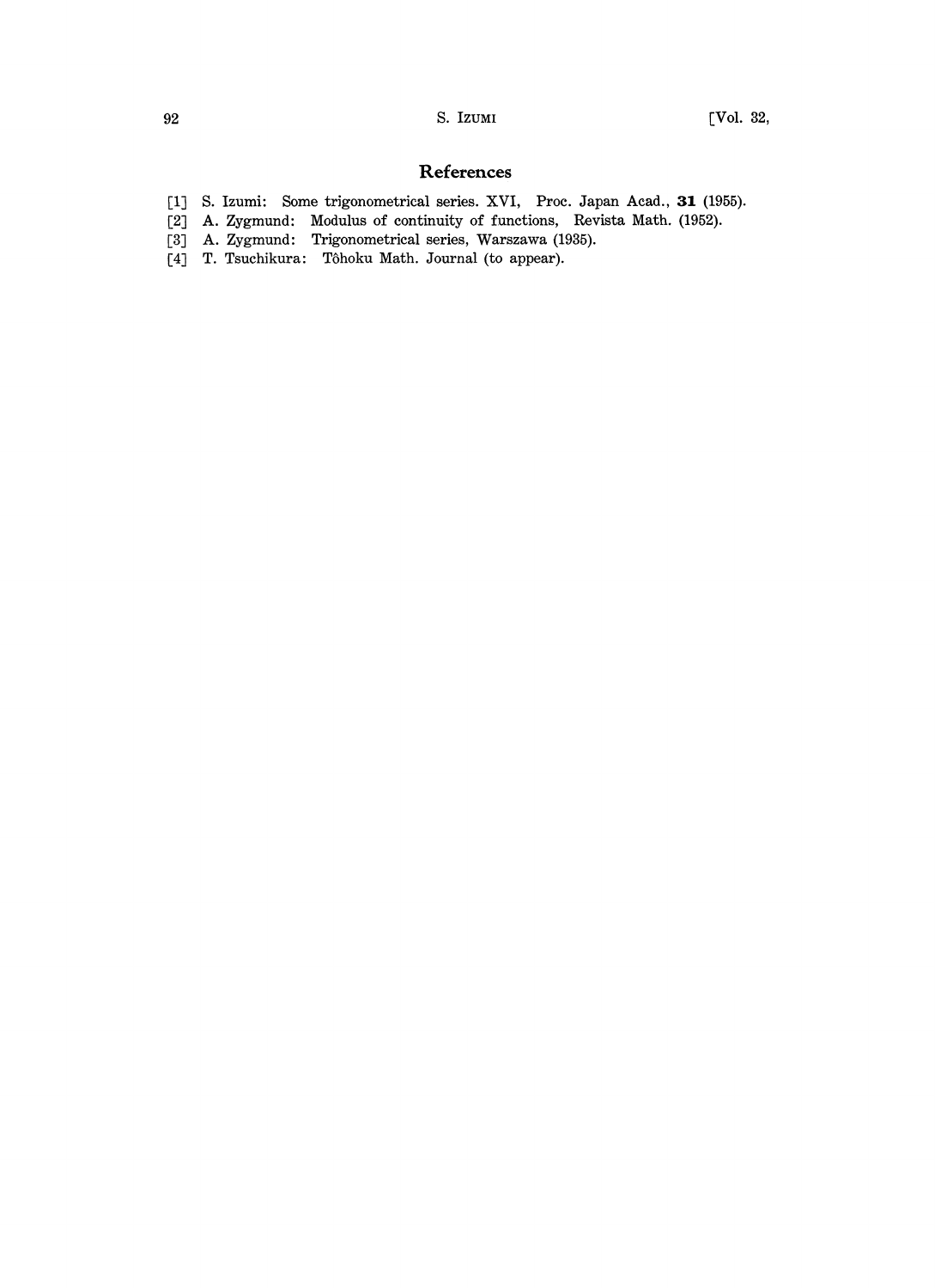## References

[1] S. Izumi: Some trigonometrical series. XVI, Proc. Japan Acad., **31** (1955).
[2] A. Zygmund: Modulus of continuity of functions, Revista Math. (1952).
[3] A. Zygmund: Trigonometrical series, Warszawa (1935).
[4] T. Tsuchikura: Tôhoku Math. Journal (to appear).